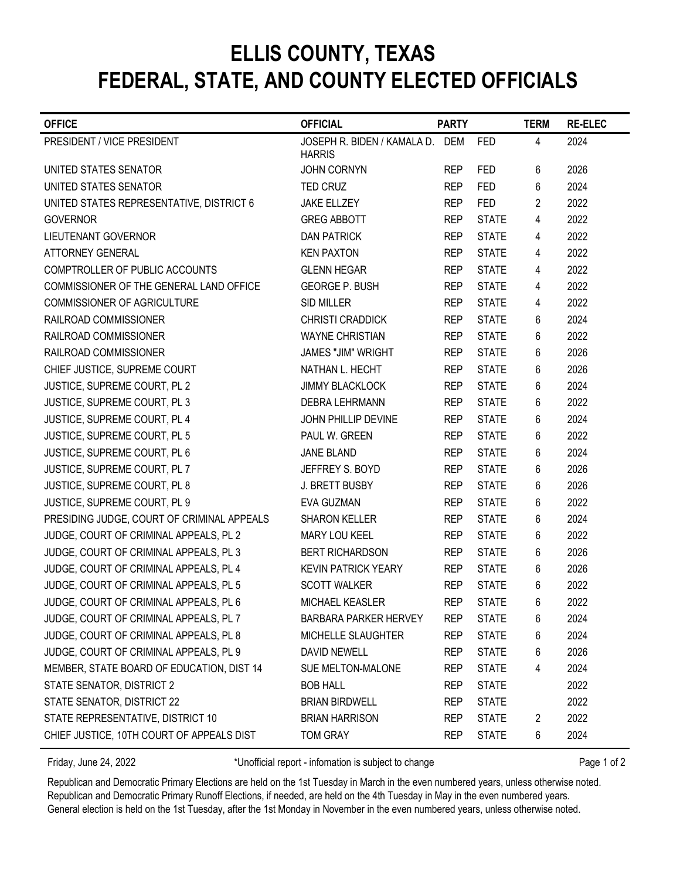# ELLIS COUNTY, TEXAS
# FEDERAL, STATE, AND COUNTY ELECTED OFFICIALS

| OFFICE | OFFICIAL | PARTY | | TERM | RE-ELEC |
|---|---|---|---|---|---|
| PRESIDENT / VICE PRESIDENT | JOSEPH R. BIDEN / KAMALA D. HARRIS | DEM | FED | 4 | 2024 |
| UNITED STATES SENATOR | JOHN CORNYN | REP | FED | 6 | 2026 |
| UNITED STATES SENATOR | TED CRUZ | REP | FED | 6 | 2024 |
| UNITED STATES REPRESENTATIVE, DISTRICT 6 | JAKE ELLZEY | REP | FED | 2 | 2022 |
| GOVERNOR | GREG ABBOTT | REP | STATE | 4 | 2022 |
| LIEUTENANT GOVERNOR | DAN PATRICK | REP | STATE | 4 | 2022 |
| ATTORNEY GENERAL | KEN PAXTON | REP | STATE | 4 | 2022 |
| COMPTROLLER OF PUBLIC ACCOUNTS | GLENN HEGAR | REP | STATE | 4 | 2022 |
| COMMISSIONER OF THE GENERAL LAND OFFICE | GEORGE P. BUSH | REP | STATE | 4 | 2022 |
| COMMISSIONER OF AGRICULTURE | SID MILLER | REP | STATE | 4 | 2022 |
| RAILROAD COMMISSIONER | CHRISTI CRADDICK | REP | STATE | 6 | 2024 |
| RAILROAD COMMISSIONER | WAYNE CHRISTIAN | REP | STATE | 6 | 2022 |
| RAILROAD COMMISSIONER | JAMES "JIM" WRIGHT | REP | STATE | 6 | 2026 |
| CHIEF JUSTICE, SUPREME COURT | NATHAN L. HECHT | REP | STATE | 6 | 2026 |
| JUSTICE, SUPREME COURT, PL 2 | JIMMY BLACKLOCK | REP | STATE | 6 | 2024 |
| JUSTICE, SUPREME COURT, PL 3 | DEBRA LEHRMANN | REP | STATE | 6 | 2022 |
| JUSTICE, SUPREME COURT, PL 4 | JOHN PHILLIP DEVINE | REP | STATE | 6 | 2024 |
| JUSTICE, SUPREME COURT, PL 5 | PAUL W. GREEN | REP | STATE | 6 | 2022 |
| JUSTICE, SUPREME COURT, PL 6 | JANE BLAND | REP | STATE | 6 | 2024 |
| JUSTICE, SUPREME COURT, PL 7 | JEFFREY S. BOYD | REP | STATE | 6 | 2026 |
| JUSTICE, SUPREME COURT, PL 8 | J. BRETT BUSBY | REP | STATE | 6 | 2026 |
| JUSTICE, SUPREME COURT, PL 9 | EVA GUZMAN | REP | STATE | 6 | 2022 |
| PRESIDING JUDGE, COURT OF CRIMINAL APPEALS | SHARON KELLER | REP | STATE | 6 | 2024 |
| JUDGE, COURT OF CRIMINAL APPEALS, PL 2 | MARY LOU KEEL | REP | STATE | 6 | 2022 |
| JUDGE, COURT OF CRIMINAL APPEALS, PL 3 | BERT RICHARDSON | REP | STATE | 6 | 2026 |
| JUDGE, COURT OF CRIMINAL APPEALS, PL 4 | KEVIN PATRICK YEARY | REP | STATE | 6 | 2026 |
| JUDGE, COURT OF CRIMINAL APPEALS, PL 5 | SCOTT WALKER | REP | STATE | 6 | 2022 |
| JUDGE, COURT OF CRIMINAL APPEALS, PL 6 | MICHAEL KEASLER | REP | STATE | 6 | 2022 |
| JUDGE, COURT OF CRIMINAL APPEALS, PL 7 | BARBARA PARKER HERVEY | REP | STATE | 6 | 2024 |
| JUDGE, COURT OF CRIMINAL APPEALS, PL 8 | MICHELLE SLAUGHTER | REP | STATE | 6 | 2024 |
| JUDGE, COURT OF CRIMINAL APPEALS, PL 9 | DAVID NEWELL | REP | STATE | 6 | 2026 |
| MEMBER, STATE BOARD OF EDUCATION, DIST 14 | SUE MELTON-MALONE | REP | STATE | 4 | 2024 |
| STATE SENATOR, DISTRICT 2 | BOB HALL | REP | STATE | | 2022 |
| STATE SENATOR, DISTRICT 22 | BRIAN BIRDWELL | REP | STATE | | 2022 |
| STATE REPRESENTATIVE, DISTRICT 10 | BRIAN HARRISON | REP | STATE | 2 | 2022 |
| CHIEF JUSTICE, 10TH COURT OF APPEALS DIST | TOM GRAY | REP | STATE | 6 | 2024 |

Friday, June 24, 2022 — *Unofficial report - infomation is subject to change

Republican and Democratic Primary Elections are held on the 1st Tuesday in March in the even numbered years, unless otherwise noted.
Republican and Democratic Primary Runoff Elections, if needed, are held on the 4th Tuesday in May in the even numbered years.
General election is held on the 1st Tuesday, after the 1st Monday in November in the even numbered years, unless otherwise noted.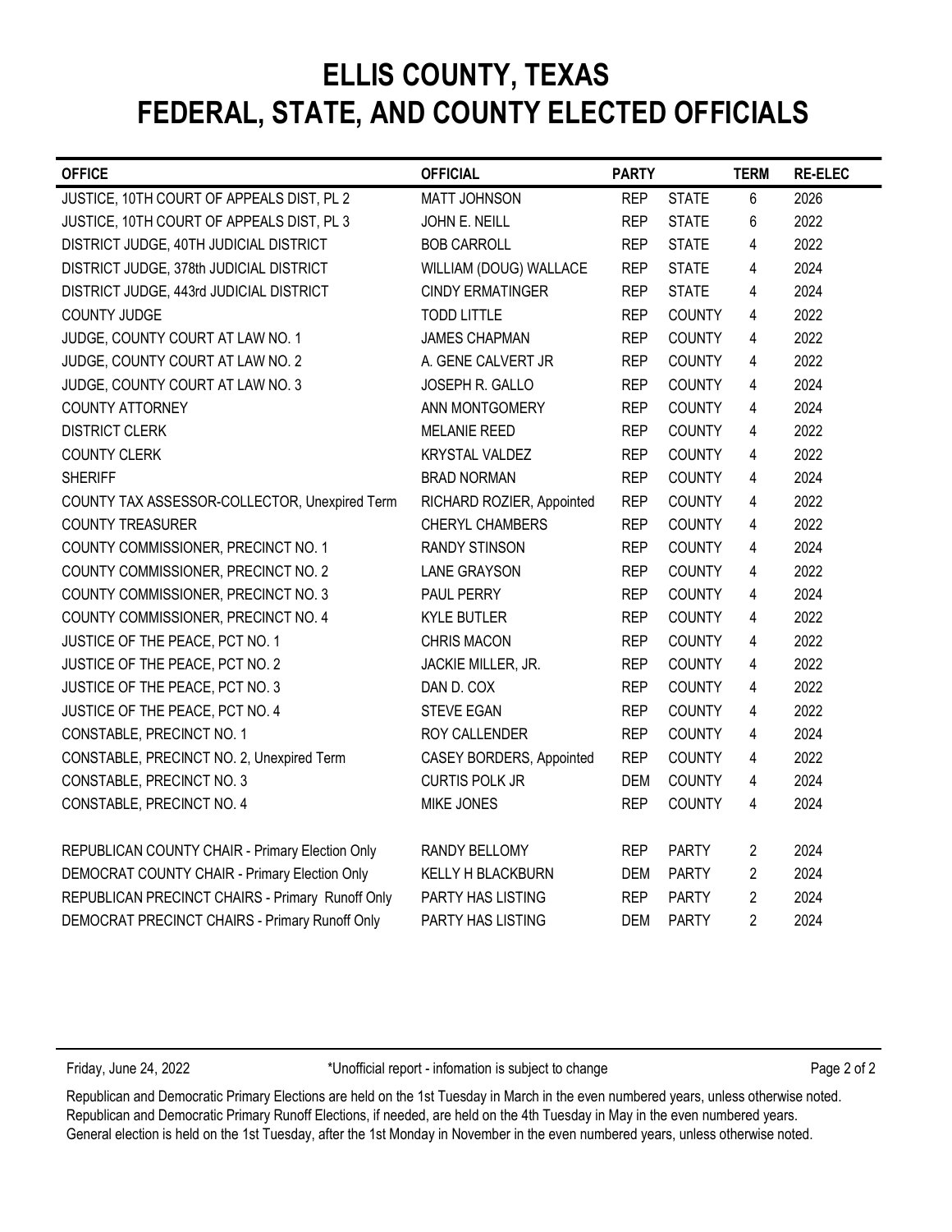# ELLIS COUNTY, TEXAS
# FEDERAL, STATE, AND COUNTY ELECTED OFFICIALS

| OFFICE | OFFICIAL | PARTY | | TERM | RE-ELEC |
|---|---|---|---|---|---|
| JUSTICE, 10TH COURT OF APPEALS DIST, PL 2 | MATT JOHNSON | REP | STATE | 6 | 2026 |
| JUSTICE, 10TH COURT OF APPEALS DIST, PL 3 | JOHN E. NEILL | REP | STATE | 6 | 2022 |
| DISTRICT JUDGE, 40TH JUDICIAL DISTRICT | BOB CARROLL | REP | STATE | 4 | 2022 |
| DISTRICT JUDGE, 378th JUDICIAL DISTRICT | WILLIAM (DOUG) WALLACE | REP | STATE | 4 | 2024 |
| DISTRICT JUDGE, 443rd JUDICIAL DISTRICT | CINDY ERMATINGER | REP | STATE | 4 | 2024 |
| COUNTY JUDGE | TODD LITTLE | REP | COUNTY | 4 | 2022 |
| JUDGE, COUNTY COURT AT LAW NO. 1 | JAMES CHAPMAN | REP | COUNTY | 4 | 2022 |
| JUDGE, COUNTY COURT AT LAW NO. 2 | A. GENE CALVERT JR | REP | COUNTY | 4 | 2022 |
| JUDGE, COUNTY COURT AT LAW NO. 3 | JOSEPH R. GALLO | REP | COUNTY | 4 | 2024 |
| COUNTY ATTORNEY | ANN MONTGOMERY | REP | COUNTY | 4 | 2024 |
| DISTRICT CLERK | MELANIE REED | REP | COUNTY | 4 | 2022 |
| COUNTY CLERK | KRYSTAL VALDEZ | REP | COUNTY | 4 | 2022 |
| SHERIFF | BRAD NORMAN | REP | COUNTY | 4 | 2024 |
| COUNTY TAX ASSESSOR-COLLECTOR, Unexpired Term | RICHARD ROZIER, Appointed | REP | COUNTY | 4 | 2022 |
| COUNTY TREASURER | CHERYL CHAMBERS | REP | COUNTY | 4 | 2022 |
| COUNTY COMMISSIONER, PRECINCT NO. 1 | RANDY STINSON | REP | COUNTY | 4 | 2024 |
| COUNTY COMMISSIONER, PRECINCT NO. 2 | LANE GRAYSON | REP | COUNTY | 4 | 2022 |
| COUNTY COMMISSIONER, PRECINCT NO. 3 | PAUL PERRY | REP | COUNTY | 4 | 2024 |
| COUNTY COMMISSIONER, PRECINCT NO. 4 | KYLE BUTLER | REP | COUNTY | 4 | 2022 |
| JUSTICE OF THE PEACE, PCT NO. 1 | CHRIS MACON | REP | COUNTY | 4 | 2022 |
| JUSTICE OF THE PEACE, PCT NO. 2 | JACKIE MILLER, JR. | REP | COUNTY | 4 | 2022 |
| JUSTICE OF THE PEACE, PCT NO. 3 | DAN D. COX | REP | COUNTY | 4 | 2022 |
| JUSTICE OF THE PEACE, PCT NO. 4 | STEVE EGAN | REP | COUNTY | 4 | 2022 |
| CONSTABLE, PRECINCT NO. 1 | ROY CALLENDER | REP | COUNTY | 4 | 2024 |
| CONSTABLE, PRECINCT NO. 2, Unexpired Term | CASEY BORDERS, Appointed | REP | COUNTY | 4 | 2022 |
| CONSTABLE, PRECINCT NO. 3 | CURTIS POLK JR | DEM | COUNTY | 4 | 2024 |
| CONSTABLE, PRECINCT NO. 4 | MIKE JONES | REP | COUNTY | 4 | 2024 |
| REPUBLICAN COUNTY CHAIR - Primary Election Only | RANDY BELLOMY | REP | PARTY | 2 | 2024 |
| DEMOCRAT COUNTY CHAIR - Primary Election Only | KELLY H BLACKBURN | DEM | PARTY | 2 | 2024 |
| REPUBLICAN PRECINCT CHAIRS - Primary Runoff Only | PARTY HAS LISTING | REP | PARTY | 2 | 2024 |
| DEMOCRAT PRECINCT CHAIRS - Primary Runoff Only | PARTY HAS LISTING | DEM | PARTY | 2 | 2024 |

Friday, June 24, 2022 — *Unofficial report - infomation is subject to change

Republican and Democratic Primary Elections are held on the 1st Tuesday in March in the even numbered years, unless otherwise noted.
Republican and Democratic Primary Runoff Elections, if needed, are held on the 4th Tuesday in May in the even numbered years.
General election is held on the 1st Tuesday, after the 1st Monday in November in the even numbered years, unless otherwise noted.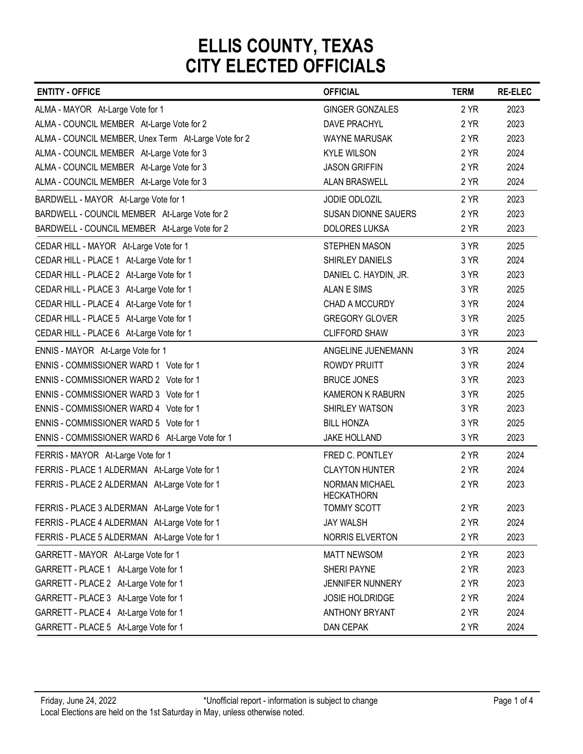# ELLIS COUNTY, TEXAS
# CITY ELECTED OFFICIALS

| ENTITY - OFFICE | OFFICIAL | TERM | RE-ELEC |
|---|---|---|---|
| ALMA - MAYOR At-Large Vote for 1 | GINGER GONZALES | 2 YR | 2023 |
| ALMA - COUNCIL MEMBER At-Large Vote for 2 | DAVE PRACHYL | 2 YR | 2023 |
| ALMA - COUNCIL MEMBER, Unex Term At-Large Vote for 2 | WAYNE MARUSAK | 2 YR | 2023 |
| ALMA - COUNCIL MEMBER At-Large Vote for 3 | KYLE WILSON | 2 YR | 2024 |
| ALMA - COUNCIL MEMBER At-Large Vote for 3 | JASON GRIFFIN | 2 YR | 2024 |
| ALMA - COUNCIL MEMBER At-Large Vote for 3 | ALAN BRASWELL | 2 YR | 2024 |
| BARDWELL - MAYOR At-Large Vote for 1 | JODIE ODLOZIL | 2 YR | 2023 |
| BARDWELL - COUNCIL MEMBER At-Large Vote for 2 | SUSAN DIONNE SAUERS | 2 YR | 2023 |
| BARDWELL - COUNCIL MEMBER At-Large Vote for 2 | DOLORES LUKSA | 2 YR | 2023 |
| CEDAR HILL - MAYOR At-Large Vote for 1 | STEPHEN MASON | 3 YR | 2025 |
| CEDAR HILL - PLACE 1 At-Large Vote for 1 | SHIRLEY DANIELS | 3 YR | 2024 |
| CEDAR HILL - PLACE 2 At-Large Vote for 1 | DANIEL C. HAYDIN, JR. | 3 YR | 2023 |
| CEDAR HILL - PLACE 3 At-Large Vote for 1 | ALAN E SIMS | 3 YR | 2025 |
| CEDAR HILL - PLACE 4 At-Large Vote for 1 | CHAD A MCCURDY | 3 YR | 2024 |
| CEDAR HILL - PLACE 5 At-Large Vote for 1 | GREGORY GLOVER | 3 YR | 2025 |
| CEDAR HILL - PLACE 6 At-Large Vote for 1 | CLIFFORD SHAW | 3 YR | 2023 |
| ENNIS - MAYOR At-Large Vote for 1 | ANGELINE JUENEMANN | 3 YR | 2024 |
| ENNIS - COMMISSIONER WARD 1 Vote for 1 | ROWDY PRUITT | 3 YR | 2024 |
| ENNIS - COMMISSIONER WARD 2 Vote for 1 | BRUCE JONES | 3 YR | 2023 |
| ENNIS - COMMISSIONER WARD 3 Vote for 1 | KAMERON K RABURN | 3 YR | 2025 |
| ENNIS - COMMISSIONER WARD 4 Vote for 1 | SHIRLEY WATSON | 3 YR | 2023 |
| ENNIS - COMMISSIONER WARD 5 Vote for 1 | BILL HONZA | 3 YR | 2025 |
| ENNIS - COMMISSIONER WARD 6 At-Large Vote for 1 | JAKE HOLLAND | 3 YR | 2023 |
| FERRIS - MAYOR At-Large Vote for 1 | FRED C. PONTLEY | 2 YR | 2024 |
| FERRIS - PLACE 1 ALDERMAN At-Large Vote for 1 | CLAYTON HUNTER | 2 YR | 2024 |
| FERRIS - PLACE 2 ALDERMAN At-Large Vote for 1 | NORMAN MICHAEL HECKATHORN | 2 YR | 2023 |
| FERRIS - PLACE 3 ALDERMAN At-Large Vote for 1 | TOMMY SCOTT | 2 YR | 2023 |
| FERRIS - PLACE 4 ALDERMAN At-Large Vote for 1 | JAY WALSH | 2 YR | 2024 |
| FERRIS - PLACE 5 ALDERMAN At-Large Vote for 1 | NORRIS ELVERTON | 2 YR | 2023 |
| GARRETT - MAYOR At-Large Vote for 1 | MATT NEWSOM | 2 YR | 2023 |
| GARRETT - PLACE 1 At-Large Vote for 1 | SHERI PAYNE | 2 YR | 2023 |
| GARRETT - PLACE 2 At-Large Vote for 1 | JENNIFER NUNNERY | 2 YR | 2023 |
| GARRETT - PLACE 3 At-Large Vote for 1 | JOSIE HOLDRIDGE | 2 YR | 2024 |
| GARRETT - PLACE 4 At-Large Vote for 1 | ANTHONY BRYANT | 2 YR | 2024 |
| GARRETT - PLACE 5 At-Large Vote for 1 | DAN CEPAK | 2 YR | 2024 |

Friday, June 24, 2022 — *Unofficial report - information is subject to change

Local Elections are held on the 1st Saturday in May, unless otherwise noted.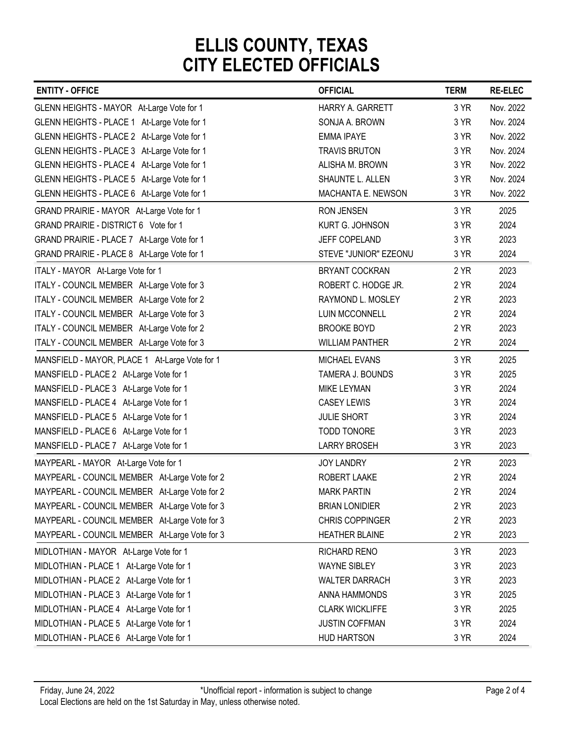# ELLIS COUNTY, TEXAS
# CITY ELECTED OFFICIALS

| ENTITY - OFFICE | OFFICIAL | TERM | RE-ELEC |
|---|---|---|---|
| GLENN HEIGHTS - MAYOR At-Large Vote for 1 | HARRY A. GARRETT | 3 YR | Nov. 2022 |
| GLENN HEIGHTS - PLACE 1 At-Large Vote for 1 | SONJA A. BROWN | 3 YR | Nov. 2024 |
| GLENN HEIGHTS - PLACE 2 At-Large Vote for 1 | EMMA IPAYE | 3 YR | Nov. 2022 |
| GLENN HEIGHTS - PLACE 3 At-Large Vote for 1 | TRAVIS BRUTON | 3 YR | Nov. 2024 |
| GLENN HEIGHTS - PLACE 4 At-Large Vote for 1 | ALISHA M. BROWN | 3 YR | Nov. 2022 |
| GLENN HEIGHTS - PLACE 5 At-Large Vote for 1 | SHAUNTE L. ALLEN | 3 YR | Nov. 2024 |
| GLENN HEIGHTS - PLACE 6 At-Large Vote for 1 | MACHANTA E. NEWSON | 3 YR | Nov. 2022 |
| GRAND PRAIRIE - MAYOR At-Large Vote for 1 | RON JENSEN | 3 YR | 2025 |
| GRAND PRAIRIE - DISTRICT 6 Vote for 1 | KURT G. JOHNSON | 3 YR | 2024 |
| GRAND PRAIRIE - PLACE 7 At-Large Vote for 1 | JEFF COPELAND | 3 YR | 2023 |
| GRAND PRAIRIE - PLACE 8 At-Large Vote for 1 | STEVE "JUNIOR" EZEONU | 3 YR | 2024 |
| ITALY - MAYOR At-Large Vote for 1 | BRYANT COCKRAN | 2 YR | 2023 |
| ITALY - COUNCIL MEMBER At-Large Vote for 3 | ROBERT C. HODGE JR. | 2 YR | 2024 |
| ITALY - COUNCIL MEMBER At-Large Vote for 2 | RAYMOND L. MOSLEY | 2 YR | 2023 |
| ITALY - COUNCIL MEMBER At-Large Vote for 3 | LUIN MCCONNELL | 2 YR | 2024 |
| ITALY - COUNCIL MEMBER At-Large Vote for 2 | BROOKE BOYD | 2 YR | 2023 |
| ITALY - COUNCIL MEMBER At-Large Vote for 3 | WILLIAM PANTHER | 2 YR | 2024 |
| MANSFIELD - MAYOR, PLACE 1 At-Large Vote for 1 | MICHAEL EVANS | 3 YR | 2025 |
| MANSFIELD - PLACE 2 At-Large Vote for 1 | TAMERA J. BOUNDS | 3 YR | 2025 |
| MANSFIELD - PLACE 3 At-Large Vote for 1 | MIKE LEYMAN | 3 YR | 2024 |
| MANSFIELD - PLACE 4 At-Large Vote for 1 | CASEY LEWIS | 3 YR | 2024 |
| MANSFIELD - PLACE 5 At-Large Vote for 1 | JULIE SHORT | 3 YR | 2024 |
| MANSFIELD - PLACE 6 At-Large Vote for 1 | TODD TONORE | 3 YR | 2023 |
| MANSFIELD - PLACE 7 At-Large Vote for 1 | LARRY BROSEH | 3 YR | 2023 |
| MAYPEARL - MAYOR At-Large Vote for 1 | JOY LANDRY | 2 YR | 2023 |
| MAYPEARL - COUNCIL MEMBER At-Large Vote for 2 | ROBERT LAAKE | 2 YR | 2024 |
| MAYPEARL - COUNCIL MEMBER At-Large Vote for 2 | MARK PARTIN | 2 YR | 2024 |
| MAYPEARL - COUNCIL MEMBER At-Large Vote for 3 | BRIAN LONIDIER | 2 YR | 2023 |
| MAYPEARL - COUNCIL MEMBER At-Large Vote for 3 | CHRIS COPPINGER | 2 YR | 2023 |
| MAYPEARL - COUNCIL MEMBER At-Large Vote for 3 | HEATHER BLAINE | 2 YR | 2023 |
| MIDLOTHIAN - MAYOR At-Large Vote for 1 | RICHARD RENO | 3 YR | 2023 |
| MIDLOTHIAN - PLACE 1 At-Large Vote for 1 | WAYNE SIBLEY | 3 YR | 2023 |
| MIDLOTHIAN - PLACE 2 At-Large Vote for 1 | WALTER DARRACH | 3 YR | 2023 |
| MIDLOTHIAN - PLACE 3 At-Large Vote for 1 | ANNA HAMMONDS | 3 YR | 2025 |
| MIDLOTHIAN - PLACE 4 At-Large Vote for 1 | CLARK WICKLIFFE | 3 YR | 2025 |
| MIDLOTHIAN - PLACE 5 At-Large Vote for 1 | JUSTIN COFFMAN | 3 YR | 2024 |
| MIDLOTHIAN - PLACE 6 At-Large Vote for 1 | HUD HARTSON | 3 YR | 2024 |

Friday, June 24, 2022 &nbsp;&nbsp;&nbsp; *Unofficial report - information is subject to change

Local Elections are held on the 1st Saturday in May, unless otherwise noted.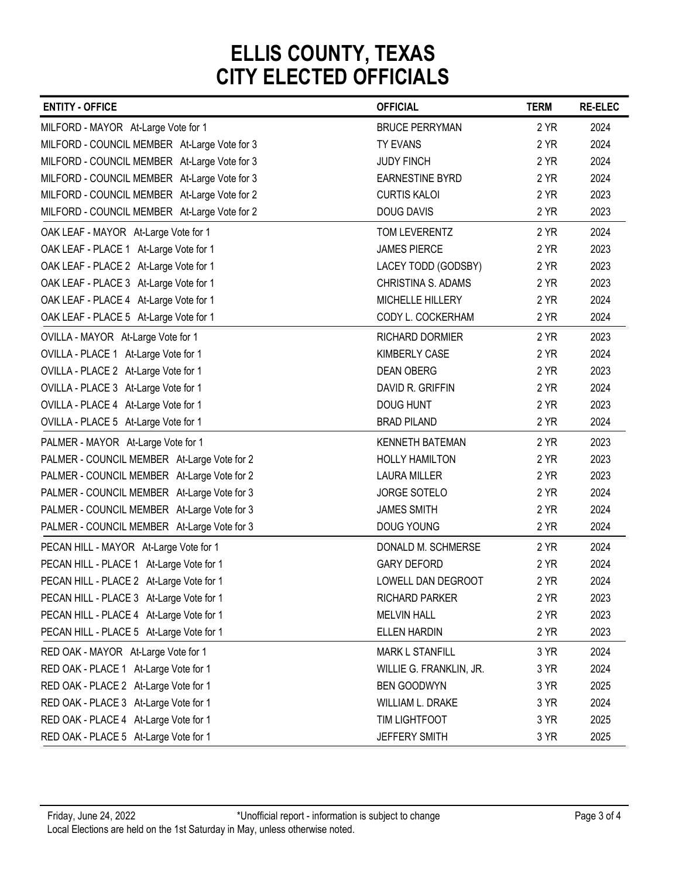# ELLIS COUNTY, TEXAS
# CITY ELECTED OFFICIALS

| ENTITY - OFFICE | OFFICIAL | TERM | RE-ELEC |
|---|---|---|---|
| MILFORD - MAYOR At-Large Vote for 1 | BRUCE PERRYMAN | 2 YR | 2024 |
| MILFORD - COUNCIL MEMBER At-Large Vote for 3 | TY EVANS | 2 YR | 2024 |
| MILFORD - COUNCIL MEMBER At-Large Vote for 3 | JUDY FINCH | 2 YR | 2024 |
| MILFORD - COUNCIL MEMBER At-Large Vote for 3 | EARNESTINE BYRD | 2 YR | 2024 |
| MILFORD - COUNCIL MEMBER At-Large Vote for 2 | CURTIS KALOI | 2 YR | 2023 |
| MILFORD - COUNCIL MEMBER At-Large Vote for 2 | DOUG DAVIS | 2 YR | 2023 |
| OAK LEAF - MAYOR At-Large Vote for 1 | TOM LEVERENTZ | 2 YR | 2024 |
| OAK LEAF - PLACE 1 At-Large Vote for 1 | JAMES PIERCE | 2 YR | 2023 |
| OAK LEAF - PLACE 2 At-Large Vote for 1 | LACEY TODD (GODSBY) | 2 YR | 2023 |
| OAK LEAF - PLACE 3 At-Large Vote for 1 | CHRISTINA S. ADAMS | 2 YR | 2023 |
| OAK LEAF - PLACE 4 At-Large Vote for 1 | MICHELLE HILLERY | 2 YR | 2024 |
| OAK LEAF - PLACE 5 At-Large Vote for 1 | CODY L. COCKERHAM | 2 YR | 2024 |
| OVILLA - MAYOR At-Large Vote for 1 | RICHARD DORMIER | 2 YR | 2023 |
| OVILLA - PLACE 1 At-Large Vote for 1 | KIMBERLY CASE | 2 YR | 2024 |
| OVILLA - PLACE 2 At-Large Vote for 1 | DEAN OBERG | 2 YR | 2023 |
| OVILLA - PLACE 3 At-Large Vote for 1 | DAVID R. GRIFFIN | 2 YR | 2024 |
| OVILLA - PLACE 4 At-Large Vote for 1 | DOUG HUNT | 2 YR | 2023 |
| OVILLA - PLACE 5 At-Large Vote for 1 | BRAD PILAND | 2 YR | 2024 |
| PALMER - MAYOR At-Large Vote for 1 | KENNETH BATEMAN | 2 YR | 2023 |
| PALMER - COUNCIL MEMBER At-Large Vote for 2 | HOLLY HAMILTON | 2 YR | 2023 |
| PALMER - COUNCIL MEMBER At-Large Vote for 2 | LAURA MILLER | 2 YR | 2023 |
| PALMER - COUNCIL MEMBER At-Large Vote for 3 | JORGE SOTELO | 2 YR | 2024 |
| PALMER - COUNCIL MEMBER At-Large Vote for 3 | JAMES SMITH | 2 YR | 2024 |
| PALMER - COUNCIL MEMBER At-Large Vote for 3 | DOUG YOUNG | 2 YR | 2024 |
| PECAN HILL - MAYOR At-Large Vote for 1 | DONALD M. SCHMERSE | 2 YR | 2024 |
| PECAN HILL - PLACE 1 At-Large Vote for 1 | GARY DEFORD | 2 YR | 2024 |
| PECAN HILL - PLACE 2 At-Large Vote for 1 | LOWELL DAN DEGROOT | 2 YR | 2024 |
| PECAN HILL - PLACE 3 At-Large Vote for 1 | RICHARD PARKER | 2 YR | 2023 |
| PECAN HILL - PLACE 4 At-Large Vote for 1 | MELVIN HALL | 2 YR | 2023 |
| PECAN HILL - PLACE 5 At-Large Vote for 1 | ELLEN HARDIN | 2 YR | 2023 |
| RED OAK - MAYOR At-Large Vote for 1 | MARK L STANFILL | 3 YR | 2024 |
| RED OAK - PLACE 1 At-Large Vote for 1 | WILLIE G. FRANKLIN, JR. | 3 YR | 2024 |
| RED OAK - PLACE 2 At-Large Vote for 1 | BEN GOODWYN | 3 YR | 2025 |
| RED OAK - PLACE 3 At-Large Vote for 1 | WILLIAM L. DRAKE | 3 YR | 2024 |
| RED OAK - PLACE 4 At-Large Vote for 1 | TIM LIGHTFOOT | 3 YR | 2025 |
| RED OAK - PLACE 5 At-Large Vote for 1 | JEFFERY SMITH | 3 YR | 2025 |

Friday, June 24, 2022 *Unofficial report - information is subject to change

Local Elections are held on the 1st Saturday in May, unless otherwise noted.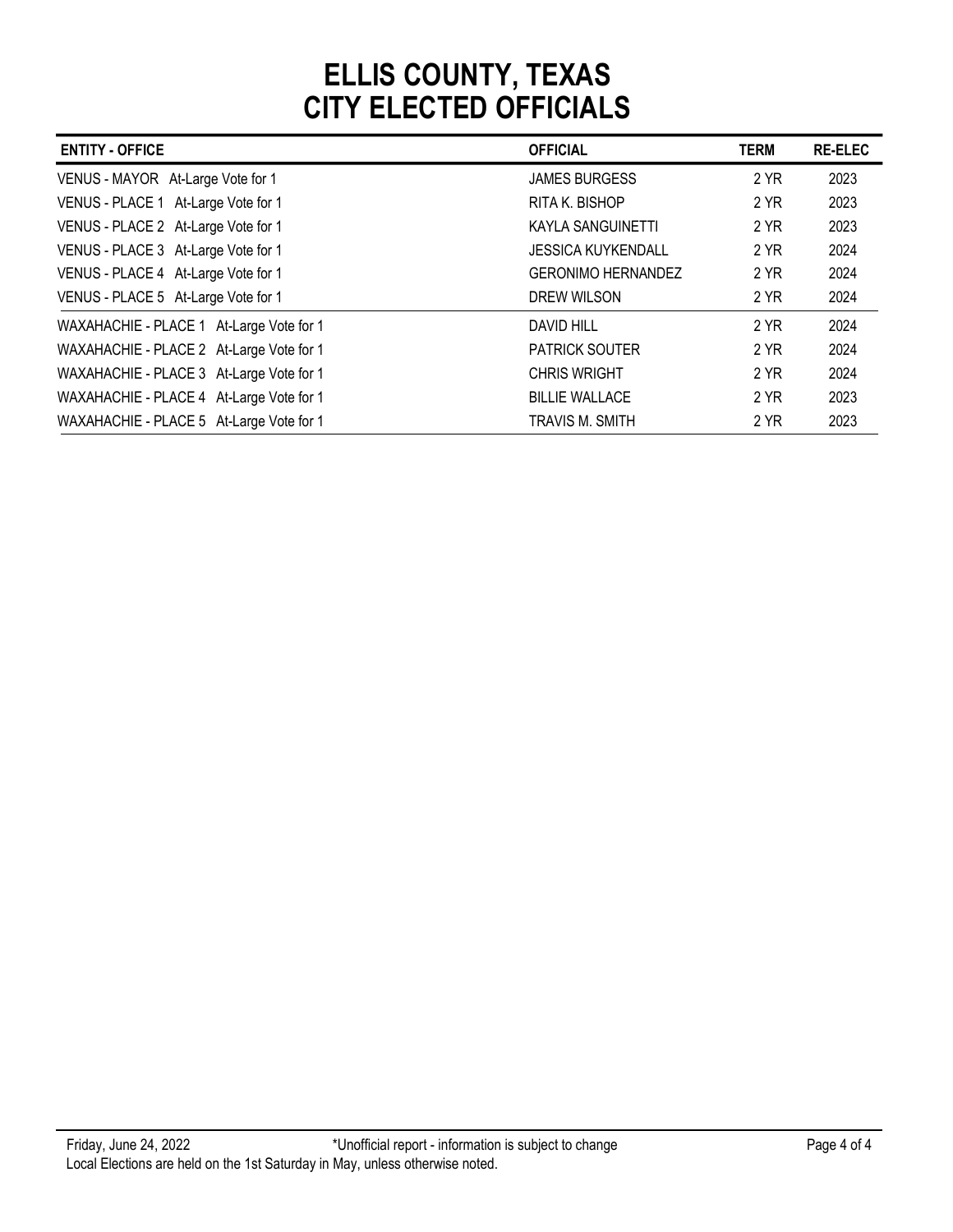# ELLIS COUNTY, TEXAS
# CITY ELECTED OFFICIALS

| ENTITY - OFFICE | OFFICIAL | TERM | RE-ELEC |
|---|---|---|---|
| VENUS - MAYOR At-Large Vote for 1 | JAMES BURGESS | 2 YR | 2023 |
| VENUS - PLACE 1 At-Large Vote for 1 | RITA K. BISHOP | 2 YR | 2023 |
| VENUS - PLACE 2 At-Large Vote for 1 | KAYLA SANGUINETTI | 2 YR | 2023 |
| VENUS - PLACE 3 At-Large Vote for 1 | JESSICA KUYKENDALL | 2 YR | 2024 |
| VENUS - PLACE 4 At-Large Vote for 1 | GERONIMO HERNANDEZ | 2 YR | 2024 |
| VENUS - PLACE 5 At-Large Vote for 1 | DREW WILSON | 2 YR | 2024 |
| WAXAHACHIE - PLACE 1 At-Large Vote for 1 | DAVID HILL | 2 YR | 2024 |
| WAXAHACHIE - PLACE 2 At-Large Vote for 1 | PATRICK SOUTER | 2 YR | 2024 |
| WAXAHACHIE - PLACE 3 At-Large Vote for 1 | CHRIS WRIGHT | 2 YR | 2024 |
| WAXAHACHIE - PLACE 4 At-Large Vote for 1 | BILLIE WALLACE | 2 YR | 2023 |
| WAXAHACHIE - PLACE 5 At-Large Vote for 1 | TRAVIS M. SMITH | 2 YR | 2023 |

Friday, June 24, 2022 *Unofficial report - information is subject to change

Local Elections are held on the 1st Saturday in May, unless otherwise noted.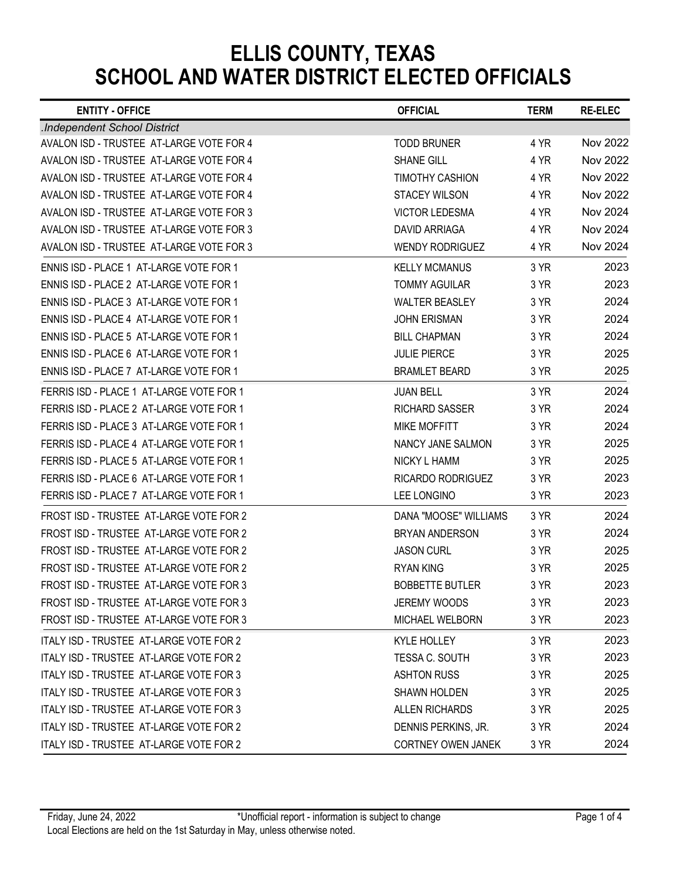# ELLIS COUNTY, TEXAS
# SCHOOL AND WATER DISTRICT ELECTED OFFICIALS

| ENTITY - OFFICE | OFFICIAL | TERM | RE-ELEC |
|---|---|---|---|
| *.Independent School District* | | | |
| AVALON ISD - TRUSTEE AT-LARGE VOTE FOR 4 | TODD BRUNER | 4 YR | Nov 2022 |
| AVALON ISD - TRUSTEE AT-LARGE VOTE FOR 4 | SHANE GILL | 4 YR | Nov 2022 |
| AVALON ISD - TRUSTEE AT-LARGE VOTE FOR 4 | TIMOTHY CASHION | 4 YR | Nov 2022 |
| AVALON ISD - TRUSTEE AT-LARGE VOTE FOR 4 | STACEY WILSON | 4 YR | Nov 2022 |
| AVALON ISD - TRUSTEE AT-LARGE VOTE FOR 3 | VICTOR LEDESMA | 4 YR | Nov 2024 |
| AVALON ISD - TRUSTEE AT-LARGE VOTE FOR 3 | DAVID ARRIAGA | 4 YR | Nov 2024 |
| AVALON ISD - TRUSTEE AT-LARGE VOTE FOR 3 | WENDY RODRIGUEZ | 4 YR | Nov 2024 |
| ENNIS ISD - PLACE 1 AT-LARGE VOTE FOR 1 | KELLY MCMANUS | 3 YR | 2023 |
| ENNIS ISD - PLACE 2 AT-LARGE VOTE FOR 1 | TOMMY AGUILAR | 3 YR | 2023 |
| ENNIS ISD - PLACE 3 AT-LARGE VOTE FOR 1 | WALTER BEASLEY | 3 YR | 2024 |
| ENNIS ISD - PLACE 4 AT-LARGE VOTE FOR 1 | JOHN ERISMAN | 3 YR | 2024 |
| ENNIS ISD - PLACE 5 AT-LARGE VOTE FOR 1 | BILL CHAPMAN | 3 YR | 2024 |
| ENNIS ISD - PLACE 6 AT-LARGE VOTE FOR 1 | JULIE PIERCE | 3 YR | 2025 |
| ENNIS ISD - PLACE 7 AT-LARGE VOTE FOR 1 | BRAMLET BEARD | 3 YR | 2025 |
| FERRIS ISD - PLACE 1 AT-LARGE VOTE FOR 1 | JUAN BELL | 3 YR | 2024 |
| FERRIS ISD - PLACE 2 AT-LARGE VOTE FOR 1 | RICHARD SASSER | 3 YR | 2024 |
| FERRIS ISD - PLACE 3 AT-LARGE VOTE FOR 1 | MIKE MOFFITT | 3 YR | 2024 |
| FERRIS ISD - PLACE 4 AT-LARGE VOTE FOR 1 | NANCY JANE SALMON | 3 YR | 2025 |
| FERRIS ISD - PLACE 5 AT-LARGE VOTE FOR 1 | NICKY L HAMM | 3 YR | 2025 |
| FERRIS ISD - PLACE 6 AT-LARGE VOTE FOR 1 | RICARDO RODRIGUEZ | 3 YR | 2023 |
| FERRIS ISD - PLACE 7 AT-LARGE VOTE FOR 1 | LEE LONGINO | 3 YR | 2023 |
| FROST ISD - TRUSTEE AT-LARGE VOTE FOR 2 | DANA "MOOSE" WILLIAMS | 3 YR | 2024 |
| FROST ISD - TRUSTEE AT-LARGE VOTE FOR 2 | BRYAN ANDERSON | 3 YR | 2024 |
| FROST ISD - TRUSTEE AT-LARGE VOTE FOR 2 | JASON CURL | 3 YR | 2025 |
| FROST ISD - TRUSTEE AT-LARGE VOTE FOR 2 | RYAN KING | 3 YR | 2025 |
| FROST ISD - TRUSTEE AT-LARGE VOTE FOR 3 | BOBBETTE BUTLER | 3 YR | 2023 |
| FROST ISD - TRUSTEE AT-LARGE VOTE FOR 3 | JEREMY WOODS | 3 YR | 2023 |
| FROST ISD - TRUSTEE AT-LARGE VOTE FOR 3 | MICHAEL WELBORN | 3 YR | 2023 |
| ITALY ISD - TRUSTEE AT-LARGE VOTE FOR 2 | KYLE HOLLEY | 3 YR | 2023 |
| ITALY ISD - TRUSTEE AT-LARGE VOTE FOR 2 | TESSA C. SOUTH | 3 YR | 2023 |
| ITALY ISD - TRUSTEE AT-LARGE VOTE FOR 3 | ASHTON RUSS | 3 YR | 2025 |
| ITALY ISD - TRUSTEE AT-LARGE VOTE FOR 3 | SHAWN HOLDEN | 3 YR | 2025 |
| ITALY ISD - TRUSTEE AT-LARGE VOTE FOR 3 | ALLEN RICHARDS | 3 YR | 2025 |
| ITALY ISD - TRUSTEE AT-LARGE VOTE FOR 2 | DENNIS PERKINS, JR. | 3 YR | 2024 |
| ITALY ISD - TRUSTEE AT-LARGE VOTE FOR 2 | CORTNEY OWEN JANEK | 3 YR | 2024 |

Friday, June 24, 2022 — *Unofficial report - information is subject to change

Local Elections are held on the 1st Saturday in May, unless otherwise noted.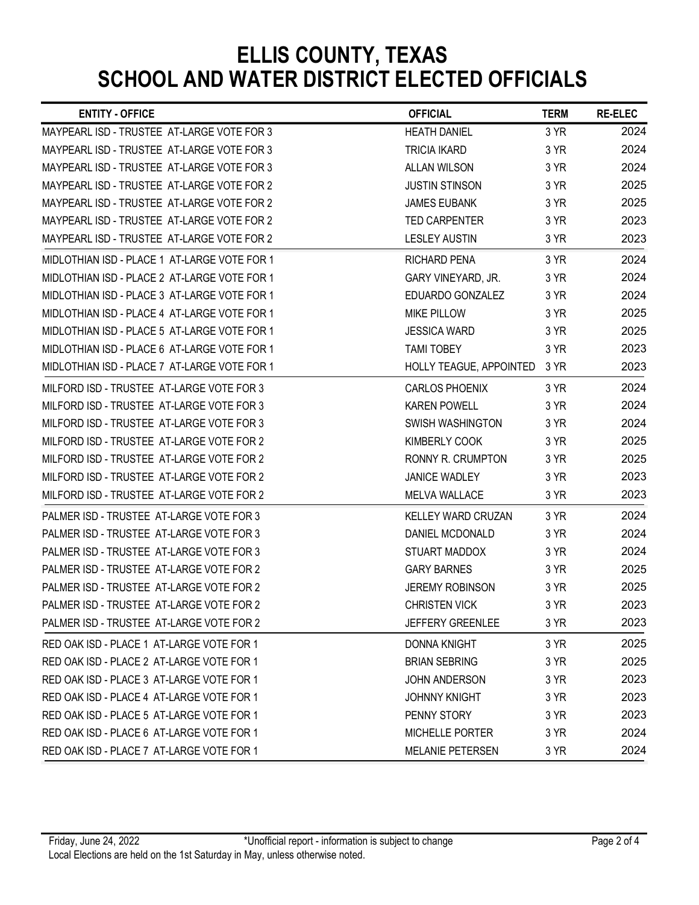# ELLIS COUNTY, TEXAS
# SCHOOL AND WATER DISTRICT ELECTED OFFICIALS

| ENTITY - OFFICE | OFFICIAL | TERM | RE-ELEC |
|---|---|---|---|
| MAYPEARL ISD - TRUSTEE AT-LARGE VOTE FOR 3 | HEATH DANIEL | 3 YR | 2024 |
| MAYPEARL ISD - TRUSTEE AT-LARGE VOTE FOR 3 | TRICIA IKARD | 3 YR | 2024 |
| MAYPEARL ISD - TRUSTEE AT-LARGE VOTE FOR 3 | ALLAN WILSON | 3 YR | 2024 |
| MAYPEARL ISD - TRUSTEE AT-LARGE VOTE FOR 2 | JUSTIN STINSON | 3 YR | 2025 |
| MAYPEARL ISD - TRUSTEE AT-LARGE VOTE FOR 2 | JAMES EUBANK | 3 YR | 2025 |
| MAYPEARL ISD - TRUSTEE AT-LARGE VOTE FOR 2 | TED CARPENTER | 3 YR | 2023 |
| MAYPEARL ISD - TRUSTEE AT-LARGE VOTE FOR 2 | LESLEY AUSTIN | 3 YR | 2023 |
| MIDLOTHIAN ISD - PLACE 1 AT-LARGE VOTE FOR 1 | RICHARD PENA | 3 YR | 2024 |
| MIDLOTHIAN ISD - PLACE 2 AT-LARGE VOTE FOR 1 | GARY VINEYARD, JR. | 3 YR | 2024 |
| MIDLOTHIAN ISD - PLACE 3 AT-LARGE VOTE FOR 1 | EDUARDO GONZALEZ | 3 YR | 2024 |
| MIDLOTHIAN ISD - PLACE 4 AT-LARGE VOTE FOR 1 | MIKE PILLOW | 3 YR | 2025 |
| MIDLOTHIAN ISD - PLACE 5 AT-LARGE VOTE FOR 1 | JESSICA WARD | 3 YR | 2025 |
| MIDLOTHIAN ISD - PLACE 6 AT-LARGE VOTE FOR 1 | TAMI TOBEY | 3 YR | 2023 |
| MIDLOTHIAN ISD - PLACE 7 AT-LARGE VOTE FOR 1 | HOLLY TEAGUE, APPOINTED | 3 YR | 2023 |
| MILFORD ISD - TRUSTEE AT-LARGE VOTE FOR 3 | CARLOS PHOENIX | 3 YR | 2024 |
| MILFORD ISD - TRUSTEE AT-LARGE VOTE FOR 3 | KAREN POWELL | 3 YR | 2024 |
| MILFORD ISD - TRUSTEE AT-LARGE VOTE FOR 3 | SWISH WASHINGTON | 3 YR | 2024 |
| MILFORD ISD - TRUSTEE AT-LARGE VOTE FOR 2 | KIMBERLY COOK | 3 YR | 2025 |
| MILFORD ISD - TRUSTEE AT-LARGE VOTE FOR 2 | RONNY R. CRUMPTON | 3 YR | 2025 |
| MILFORD ISD - TRUSTEE AT-LARGE VOTE FOR 2 | JANICE WADLEY | 3 YR | 2023 |
| MILFORD ISD - TRUSTEE AT-LARGE VOTE FOR 2 | MELVA WALLACE | 3 YR | 2023 |
| PALMER ISD - TRUSTEE AT-LARGE VOTE FOR 3 | KELLEY WARD CRUZAN | 3 YR | 2024 |
| PALMER ISD - TRUSTEE AT-LARGE VOTE FOR 3 | DANIEL MCDONALD | 3 YR | 2024 |
| PALMER ISD - TRUSTEE AT-LARGE VOTE FOR 3 | STUART MADDOX | 3 YR | 2024 |
| PALMER ISD - TRUSTEE AT-LARGE VOTE FOR 2 | GARY BARNES | 3 YR | 2025 |
| PALMER ISD - TRUSTEE AT-LARGE VOTE FOR 2 | JEREMY ROBINSON | 3 YR | 2025 |
| PALMER ISD - TRUSTEE AT-LARGE VOTE FOR 2 | CHRISTEN VICK | 3 YR | 2023 |
| PALMER ISD - TRUSTEE AT-LARGE VOTE FOR 2 | JEFFERY GREENLEE | 3 YR | 2023 |
| RED OAK ISD - PLACE 1 AT-LARGE VOTE FOR 1 | DONNA KNIGHT | 3 YR | 2025 |
| RED OAK ISD - PLACE 2 AT-LARGE VOTE FOR 1 | BRIAN SEBRING | 3 YR | 2025 |
| RED OAK ISD - PLACE 3 AT-LARGE VOTE FOR 1 | JOHN ANDERSON | 3 YR | 2023 |
| RED OAK ISD - PLACE 4 AT-LARGE VOTE FOR 1 | JOHNNY KNIGHT | 3 YR | 2023 |
| RED OAK ISD - PLACE 5 AT-LARGE VOTE FOR 1 | PENNY STORY | 3 YR | 2023 |
| RED OAK ISD - PLACE 6 AT-LARGE VOTE FOR 1 | MICHELLE PORTER | 3 YR | 2024 |
| RED OAK ISD - PLACE 7 AT-LARGE VOTE FOR 1 | MELANIE PETERSEN | 3 YR | 2024 |

Friday, June 24, 2022 *Unofficial report - information is subject to change

Local Elections are held on the 1st Saturday in May, unless otherwise noted.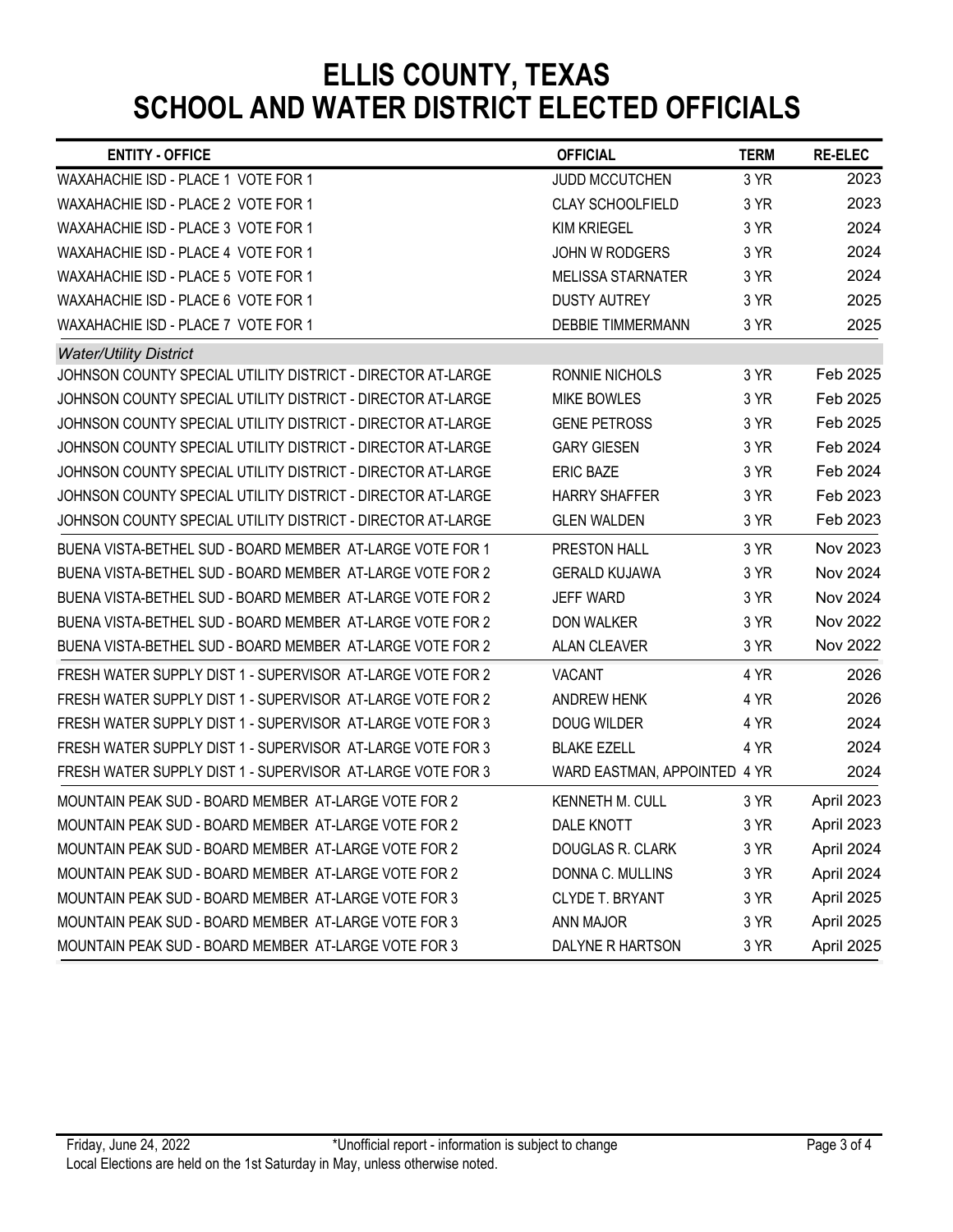# ELLIS COUNTY, TEXAS
# SCHOOL AND WATER DISTRICT ELECTED OFFICIALS

| ENTITY - OFFICE | OFFICIAL | TERM | RE-ELEC |
|---|---|---|---|
| WAXAHACHIE ISD - PLACE 1 VOTE FOR 1 | JUDD MCCUTCHEN | 3 YR | 2023 |
| WAXAHACHIE ISD - PLACE 2 VOTE FOR 1 | CLAY SCHOOLFIELD | 3 YR | 2023 |
| WAXAHACHIE ISD - PLACE 3 VOTE FOR 1 | KIM KRIEGEL | 3 YR | 2024 |
| WAXAHACHIE ISD - PLACE 4 VOTE FOR 1 | JOHN W RODGERS | 3 YR | 2024 |
| WAXAHACHIE ISD - PLACE 5 VOTE FOR 1 | MELISSA STARNATER | 3 YR | 2024 |
| WAXAHACHIE ISD - PLACE 6 VOTE FOR 1 | DUSTY AUTREY | 3 YR | 2025 |
| WAXAHACHIE ISD - PLACE 7 VOTE FOR 1 | DEBBIE TIMMERMANN | 3 YR | 2025 |
| *Water/Utility District* | | | |
| JOHNSON COUNTY SPECIAL UTILITY DISTRICT - DIRECTOR AT-LARGE | RONNIE NICHOLS | 3 YR | Feb 2025 |
| JOHNSON COUNTY SPECIAL UTILITY DISTRICT - DIRECTOR AT-LARGE | MIKE BOWLES | 3 YR | Feb 2025 |
| JOHNSON COUNTY SPECIAL UTILITY DISTRICT - DIRECTOR AT-LARGE | GENE PETROSS | 3 YR | Feb 2025 |
| JOHNSON COUNTY SPECIAL UTILITY DISTRICT - DIRECTOR AT-LARGE | GARY GIESEN | 3 YR | Feb 2024 |
| JOHNSON COUNTY SPECIAL UTILITY DISTRICT - DIRECTOR AT-LARGE | ERIC BAZE | 3 YR | Feb 2024 |
| JOHNSON COUNTY SPECIAL UTILITY DISTRICT - DIRECTOR AT-LARGE | HARRY SHAFFER | 3 YR | Feb 2023 |
| JOHNSON COUNTY SPECIAL UTILITY DISTRICT - DIRECTOR AT-LARGE | GLEN WALDEN | 3 YR | Feb 2023 |
| BUENA VISTA-BETHEL SUD - BOARD MEMBER AT-LARGE VOTE FOR 1 | PRESTON HALL | 3 YR | Nov 2023 |
| BUENA VISTA-BETHEL SUD - BOARD MEMBER AT-LARGE VOTE FOR 2 | GERALD KUJAWA | 3 YR | Nov 2024 |
| BUENA VISTA-BETHEL SUD - BOARD MEMBER AT-LARGE VOTE FOR 2 | JEFF WARD | 3 YR | Nov 2024 |
| BUENA VISTA-BETHEL SUD - BOARD MEMBER AT-LARGE VOTE FOR 2 | DON WALKER | 3 YR | Nov 2022 |
| BUENA VISTA-BETHEL SUD - BOARD MEMBER AT-LARGE VOTE FOR 2 | ALAN CLEAVER | 3 YR | Nov 2022 |
| FRESH WATER SUPPLY DIST 1 - SUPERVISOR AT-LARGE VOTE FOR 2 | VACANT | 4 YR | 2026 |
| FRESH WATER SUPPLY DIST 1 - SUPERVISOR AT-LARGE VOTE FOR 2 | ANDREW HENK | 4 YR | 2026 |
| FRESH WATER SUPPLY DIST 1 - SUPERVISOR AT-LARGE VOTE FOR 3 | DOUG WILDER | 4 YR | 2024 |
| FRESH WATER SUPPLY DIST 1 - SUPERVISOR AT-LARGE VOTE FOR 3 | BLAKE EZELL | 4 YR | 2024 |
| FRESH WATER SUPPLY DIST 1 - SUPERVISOR AT-LARGE VOTE FOR 3 | WARD EASTMAN, APPOINTED | 4 YR | 2024 |
| MOUNTAIN PEAK SUD - BOARD MEMBER AT-LARGE VOTE FOR 2 | KENNETH M. CULL | 3 YR | April 2023 |
| MOUNTAIN PEAK SUD - BOARD MEMBER AT-LARGE VOTE FOR 2 | DALE KNOTT | 3 YR | April 2023 |
| MOUNTAIN PEAK SUD - BOARD MEMBER AT-LARGE VOTE FOR 2 | DOUGLAS R. CLARK | 3 YR | April 2024 |
| MOUNTAIN PEAK SUD - BOARD MEMBER AT-LARGE VOTE FOR 2 | DONNA C. MULLINS | 3 YR | April 2024 |
| MOUNTAIN PEAK SUD - BOARD MEMBER AT-LARGE VOTE FOR 3 | CLYDE T. BRYANT | 3 YR | April 2025 |
| MOUNTAIN PEAK SUD - BOARD MEMBER AT-LARGE VOTE FOR 3 | ANN MAJOR | 3 YR | April 2025 |
| MOUNTAIN PEAK SUD - BOARD MEMBER AT-LARGE VOTE FOR 3 | DALYNE R HARTSON | 3 YR | April 2025 |

Friday, June 24, 2022 *Unofficial report - information is subject to change

Local Elections are held on the 1st Saturday in May, unless otherwise noted.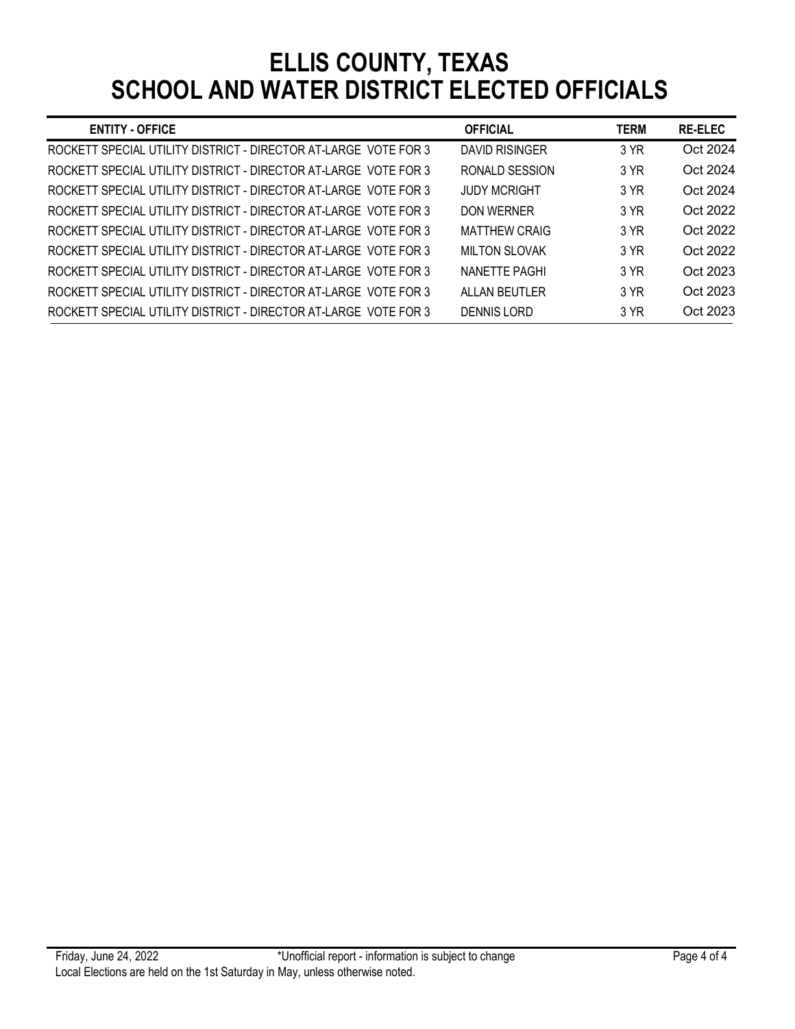# ELLIS COUNTY, TEXAS
# SCHOOL AND WATER DISTRICT ELECTED OFFICIALS

| ENTITY - OFFICE | OFFICIAL | TERM | RE-ELEC |
|---|---|---|---|
| ROCKETT SPECIAL UTILITY DISTRICT - DIRECTOR AT-LARGE VOTE FOR 3 | DAVID RISINGER | 3 YR | Oct 2024 |
| ROCKETT SPECIAL UTILITY DISTRICT - DIRECTOR AT-LARGE VOTE FOR 3 | RONALD SESSION | 3 YR | Oct 2024 |
| ROCKETT SPECIAL UTILITY DISTRICT - DIRECTOR AT-LARGE VOTE FOR 3 | JUDY MCRIGHT | 3 YR | Oct 2024 |
| ROCKETT SPECIAL UTILITY DISTRICT - DIRECTOR AT-LARGE VOTE FOR 3 | DON WERNER | 3 YR | Oct 2022 |
| ROCKETT SPECIAL UTILITY DISTRICT - DIRECTOR AT-LARGE VOTE FOR 3 | MATTHEW CRAIG | 3 YR | Oct 2022 |
| ROCKETT SPECIAL UTILITY DISTRICT - DIRECTOR AT-LARGE VOTE FOR 3 | MILTON SLOVAK | 3 YR | Oct 2022 |
| ROCKETT SPECIAL UTILITY DISTRICT - DIRECTOR AT-LARGE VOTE FOR 3 | NANETTE PAGHI | 3 YR | Oct 2023 |
| ROCKETT SPECIAL UTILITY DISTRICT - DIRECTOR AT-LARGE VOTE FOR 3 | ALLAN BEUTLER | 3 YR | Oct 2023 |
| ROCKETT SPECIAL UTILITY DISTRICT - DIRECTOR AT-LARGE VOTE FOR 3 | DENNIS LORD | 3 YR | Oct 2023 |

Friday, June 24, 2022 — *Unofficial report - information is subject to change

Local Elections are held on the 1st Saturday in May, unless otherwise noted.